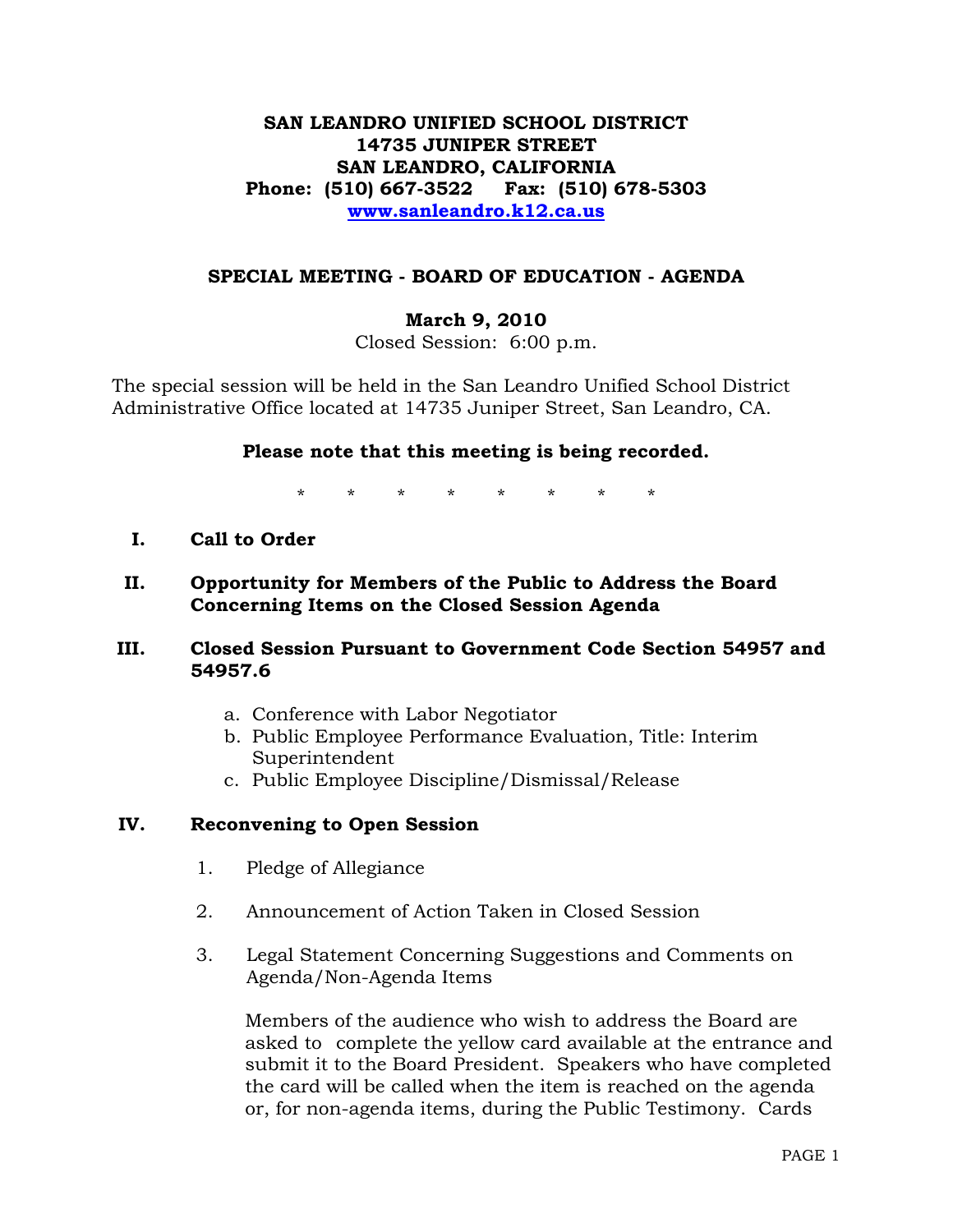**SAN LEANDRO UNIFIED SCHOOL DISTRICT**
**14735 JUNIPER STREET**
**SAN LEANDRO, CALIFORNIA**
**Phone: (510) 667-3522 Fax: (510) 678-5303**
**[www.sanleandro.k12.ca.us](http://www.sanleandro.k12.ca.us)**

## SPECIAL MEETING - BOARD OF EDUCATION - AGENDA

**March 9, 2010**
Closed Session: 6:00 p.m.

The special session will be held in the San Leandro Unified School District Administrative Office located at 14735 Juniper Street, San Leandro, CA.

**Please note that this meeting is being recorded.**

\* \* \* \* \* \* \* \*

**I. Call to Order**

**II. Opportunity for Members of the Public to Address the Board Concerning Items on the Closed Session Agenda**

**III. Closed Session Pursuant to Government Code Section 54957 and 54957.6**

a. Conference with Labor Negotiator
b. Public Employee Performance Evaluation, Title: Interim Superintendent
c. Public Employee Discipline/Dismissal/Release

**IV. Reconvening to Open Session**

1. Pledge of Allegiance

2. Announcement of Action Taken in Closed Session

3. Legal Statement Concerning Suggestions and Comments on Agenda/Non-Agenda Items

   Members of the audience who wish to address the Board are asked to complete the yellow card available at the entrance and submit it to the Board President. Speakers who have completed the card will be called when the item is reached on the agenda or, for non-agenda items, during the Public Testimony. Cards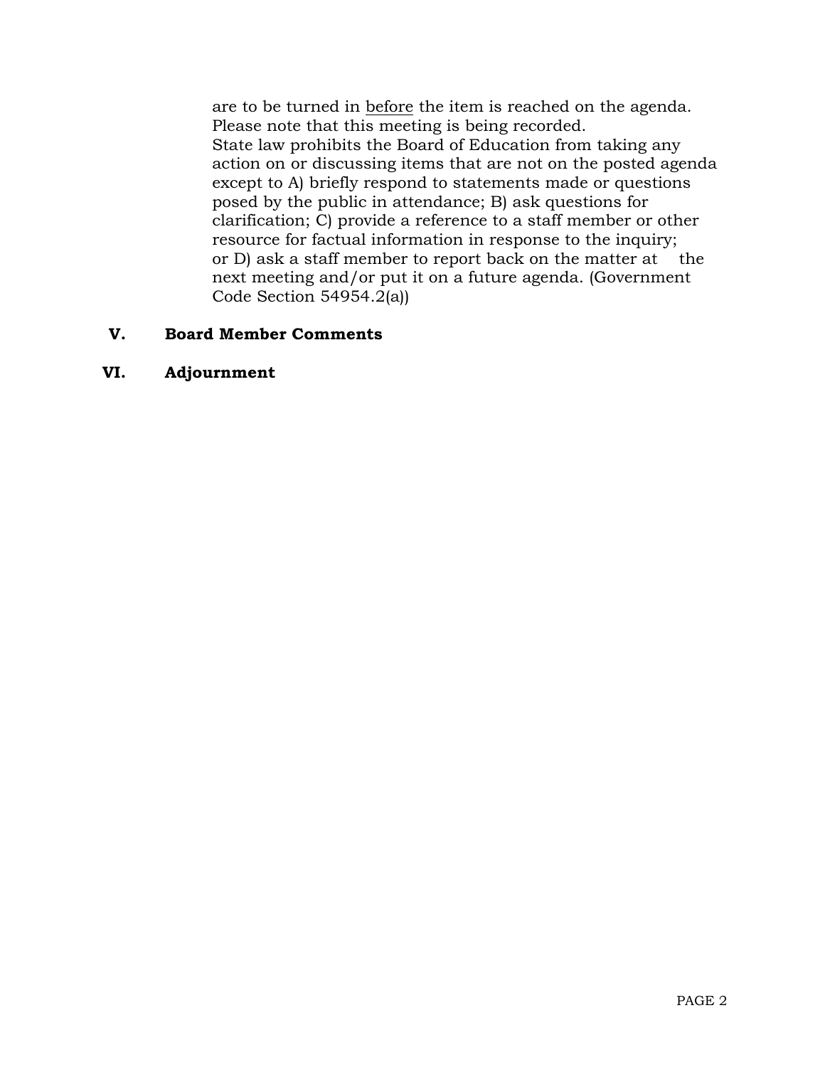are to be turned in <u>before</u> the item is reached on the agenda. Please note that this meeting is being recorded.
State law prohibits the Board of Education from taking any action on or discussing items that are not on the posted agenda except to A) briefly respond to statements made or questions posed by the public in attendance; B) ask questions for clarification; C) provide a reference to a staff member or other resource for factual information in response to the inquiry; or D) ask a staff member to report back on the matter at the next meeting and/or put it on a future agenda. (Government Code Section 54954.2(a))

**V. Board Member Comments**

**VI. Adjournment**